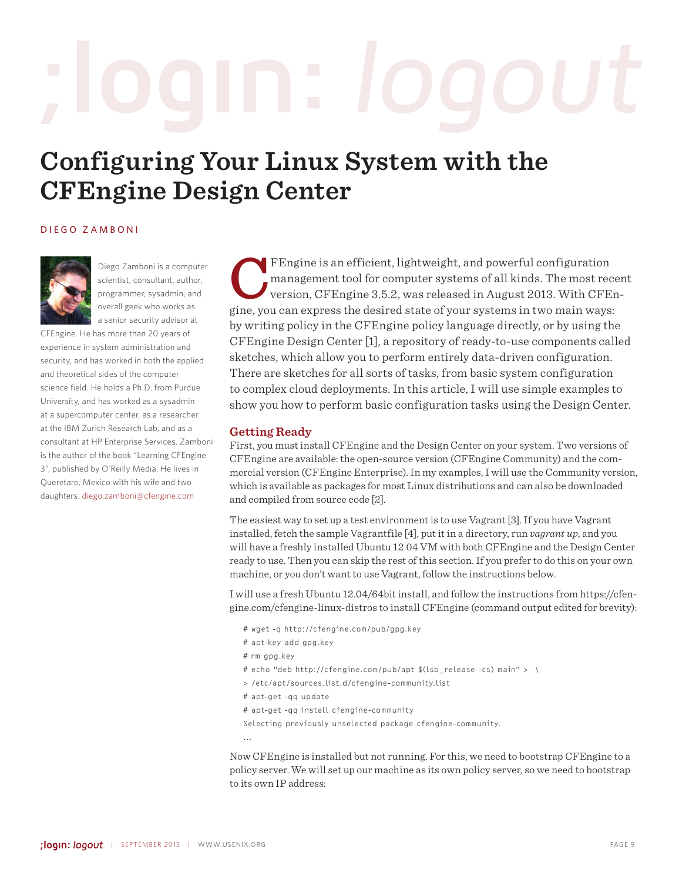;login: logout

# Configuring Your Linux System with the CFEngine Design Center

DIEGO ZAMBONI

Diego Zamboni is a computer scientist, consultant, author, programmer, sysadmin, and overall geek who works as a senior security advisor at CFEngine. He has more than 20 years of experience in system administration and security, and has worked in both the applied and theoretical sides of the computer science field. He holds a Ph.D. from Purdue University, and has worked as a sysadmin at a supercomputer center, as a researcher at the IBM Zurich Research Lab, and as a consultant at HP Enterprise Services. Zamboni is the author of the book "Learning CFEngine 3", published by O'Reilly Media. He lives in Queretaro, Mexico with his wife and two daughters. diego.zamboni@cfengine.com

CFEngine is an efficient, lightweight, and powerful configuration management tool for computer systems of all kinds. The most recent version, CFEngine 3.5.2, was released in August 2013. With CFEngine, you can express the desired state of your systems in two main ways: by writing policy in the CFEngine policy language directly, or by using the CFEngine Design Center [1], a repository of ready-to-use components called sketches, which allow you to perform entirely data-driven configuration. There are sketches for all sorts of tasks, from basic system configuration to complex cloud deployments. In this article, I will use simple examples to show you how to perform basic configuration tasks using the Design Center.

## Getting Ready

First, you must install CFEngine and the Design Center on your system. Two versions of CFEngine are available: the open-source version (CFEngine Community) and the commercial version (CFEngine Enterprise). In my examples, I will use the Community version, which is available as packages for most Linux distributions and can also be downloaded and compiled from source code [2].

The easiest way to set up a test environment is to use Vagrant [3]. If you have Vagrant installed, fetch the sample Vagrantfile [4], put it in a directory, run *vagrant up*, and you will have a freshly installed Ubuntu 12.04 VM with both CFEngine and the Design Center ready to use. Then you can skip the rest of this section. If you prefer to do this on your own machine, or you don't want to use Vagrant, follow the instructions below.

I will use a fresh Ubuntu 12.04/64bit install, and follow the instructions from https://cfengine.com/cfengine-linux-distros to install CFEngine (command output edited for brevity):

```
# wget -q http://cfengine.com/pub/gpg.key
# apt-key add gpg.key
# rm gpg.key
# echo "deb http://cfengine.com/pub/apt $(lsb_release -cs) main" >  \
> /etc/apt/sources.list.d/cfengine-community.list
# apt-get -qq update
# apt-get -qq install cfengine-community
Selecting previously unselected package cfengine-community.
...
```

Now CFEngine is installed but not running. For this, we need to bootstrap CFEngine to a policy server. We will set up our machine as its own policy server, so we need to bootstrap to its own IP address: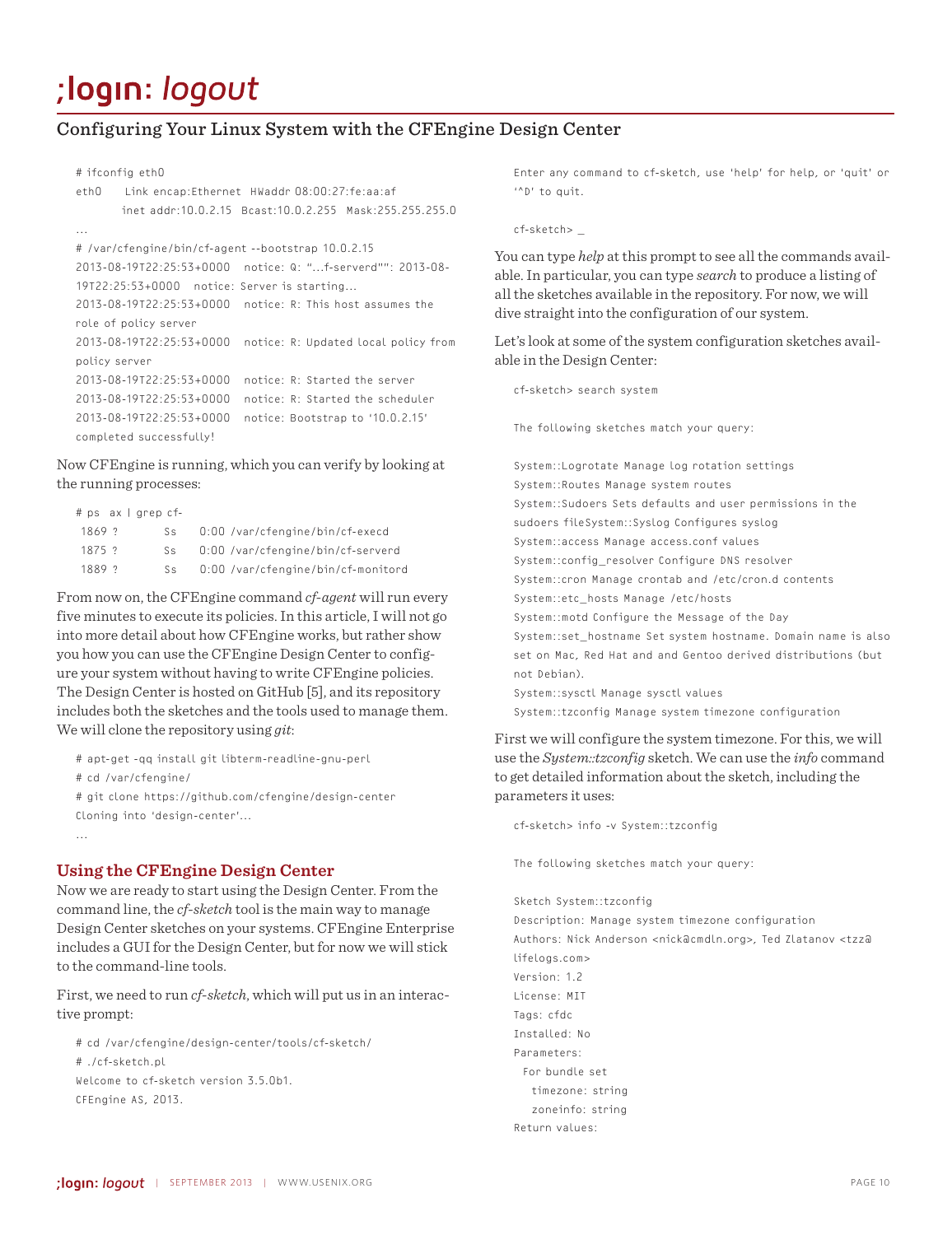```
# ifconfig eth0
eth0    Link encap:Ethernet  HWaddr 08:00:27:fe:aa:af
        inet addr:10.0.2.15  Bcast:10.0.2.255  Mask:255.255.255.0
...
# /var/cfengine/bin/cf-agent --bootstrap 10.0.2.15
2013-08-19T22:25:53+0000   notice: Q: "...f-serverd"": 2013-08-19T22:25:53+0000   notice: Server is starting...
2013-08-19T22:25:53+0000   notice: R: This host assumes the role of policy server
2013-08-19T22:25:53+0000   notice: R: Updated local policy from policy server
2013-08-19T22:25:53+0000   notice: R: Started the server
2013-08-19T22:25:53+0000   notice: R: Started the scheduler
2013-08-19T22:25:53+0000   notice: Bootstrap to '10.0.2.15' completed successfully!
```

Now CFEngine is running, which you can verify by looking at the running processes:

```
# ps  ax | grep cf-
 1869 ?        Ss     0:00 /var/cfengine/bin/cf-execd
 1875 ?        Ss     0:00 /var/cfengine/bin/cf-serverd
 1889 ?        Ss     0:00 /var/cfengine/bin/cf-monitord
```

From now on, the CFEngine command *cf-agent* will run every five minutes to execute its policies. In this article, I will not go into more detail about how CFEngine works, but rather show you how you can use the CFEngine Design Center to configure your system without having to write CFEngine policies. The Design Center is hosted on GitHub [5], and its repository includes both the sketches and the tools used to manage them. We will clone the repository using *git*:

```
# apt-get -qq install git libterm-readline-gnu-perl
# cd /var/cfengine/
# git clone https://github.com/cfengine/design-center
Cloning into 'design-center'...
...
```

## Using the CFEngine Design Center

Now we are ready to start using the Design Center. From the command line, the *cf-sketch* tool is the main way to manage Design Center sketches on your systems. CFEngine Enterprise includes a GUI for the Design Center, but for now we will stick to the command-line tools.

First, we need to run *cf-sketch*, which will put us in an interactive prompt:

```
# cd /var/cfengine/design-center/tools/cf-sketch/
# ./cf-sketch.pl
Welcome to cf-sketch version 3.5.0b1.
CFEngine AS, 2013.

Enter any command to cf-sketch, use 'help' for help, or 'quit' or '^D' to quit.

cf-sketch> _
```

You can type *help* at this prompt to see all the commands available. In particular, you can type *search* to produce a listing of all the sketches available in the repository. For now, we will dive straight into the configuration of our system.

Let's look at some of the system configuration sketches available in the Design Center:

```
cf-sketch> search system

The following sketches match your query:

System::Logrotate Manage log rotation settings
System::Routes Manage system routes
System::Sudoers Sets defaults and user permissions in the sudoers fileSystem::Syslog Configures syslog
System::access Manage access.conf values
System::config_resolver Configure DNS resolver
System::cron Manage crontab and /etc/cron.d contents
System::etc_hosts Manage /etc/hosts
System::motd Configure the Message of the Day
System::set_hostname Set system hostname. Domain name is also set on Mac, Red Hat and and Gentoo derived distributions (but not Debian).
System::sysctl Manage sysctl values
System::tzconfig Manage system timezone configuration
```

First we will configure the system timezone. For this, we will use the *System::tzconfig* sketch. We can use the *info* command to get detailed information about the sketch, including the parameters it uses:

```
cf-sketch> info -v System::tzconfig

The following sketches match your query:

Sketch System::tzconfig
Description: Manage system timezone configuration
Authors: Nick Anderson <nick@cmdln.org>, Ted Zlatanov <tzz@lifelogs.com>
Version: 1.2
License: MIT
Tags: cfdc
Installed: No
Parameters:
  For bundle set
    timezone: string
    zoneinfo: string
Return values:
```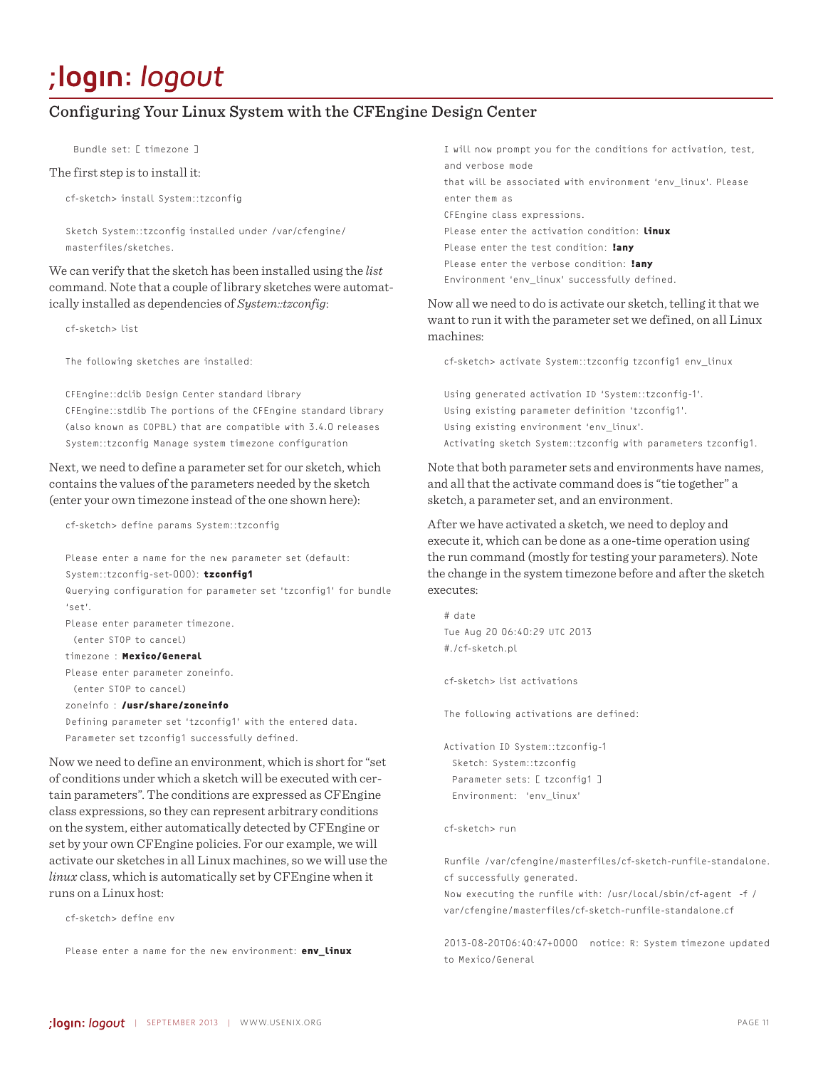```
  Bundle set: [ timezone ]
```

The first step is to install it:

```
cf-sketch> install System::tzconfig

Sketch System::tzconfig installed under /var/cfengine/
masterfiles/sketches.
```

We can verify that the sketch has been installed using the *list* command. Note that a couple of library sketches were automatically installed as dependencies of *System::tzconfig*:

```
cf-sketch> list

The following sketches are installed:

CFEngine::dclib Design Center standard library
CFEngine::stdlib The portions of the CFEngine standard library
(also known as COPBL) that are compatible with 3.4.0 releases
System::tzconfig Manage system timezone configuration
```

Next, we need to define a parameter set for our sketch, which contains the values of the parameters needed by the sketch (enter your own timezone instead of the one shown here):

```
cf-sketch> define params System::tzconfig

Please enter a name for the new parameter set (default:
System::tzconfig-set-000): tzconfig1
Querying configuration for parameter set 'tzconfig1' for bundle
'set'.
Please enter parameter timezone.
  (enter STOP to cancel)
timezone : Mexico/General
Please enter parameter zoneinfo.
  (enter STOP to cancel)
zoneinfo : /usr/share/zoneinfo
Defining parameter set 'tzconfig1' with the entered data.
Parameter set tzconfig1 successfully defined.
```

Now we need to define an environment, which is short for "set of conditions under which a sketch will be executed with certain parameters". The conditions are expressed as CFEngine class expressions, so they can represent arbitrary conditions on the system, either automatically detected by CFEngine or set by your own CFEngine policies. For our example, we will activate our sketches in all Linux machines, so we will use the *linux* class, which is automatically set by CFEngine when it runs on a Linux host:

```
cf-sketch> define env

Please enter a name for the new environment: env_linux
I will now prompt you for the conditions for activation, test,
and verbose mode
that will be associated with environment 'env_linux'. Please
enter them as
CFEngine class expressions.
Please enter the activation condition: linux
Please enter the test condition: !any
Please enter the verbose condition: !any
Environment 'env_linux' successfully defined.
```

Now all we need to do is activate our sketch, telling it that we want to run it with the parameter set we defined, on all Linux machines:

```
cf-sketch> activate System::tzconfig tzconfig1 env_linux

Using generated activation ID 'System::tzconfig-1'.
Using existing parameter definition 'tzconfig1'.
Using existing environment 'env_linux'.
Activating sketch System::tzconfig with parameters tzconfig1.
```

Note that both parameter sets and environments have names, and all that the activate command does is "tie together" a sketch, a parameter set, and an environment.

After we have activated a sketch, we need to deploy and execute it, which can be done as a one-time operation using the run command (mostly for testing your parameters). Note the change in the system timezone before and after the sketch executes:

```
# date
Tue Aug 20 06:40:29 UTC 2013
#./cf-sketch.pl

cf-sketch> list activations

The following activations are defined:

Activation ID System::tzconfig-1
  Sketch: System::tzconfig
  Parameter sets: [ tzconfig1 ]
  Environment:  'env_linux'

cf-sketch> run

Runfile /var/cfengine/masterfiles/cf-sketch-runfile-standalone.
cf successfully generated.
Now executing the runfile with: /usr/local/sbin/cf-agent  -f /
var/cfengine/masterfiles/cf-sketch-runfile-standalone.cf

2013-08-20T06:40:47+0000   notice: R: System timezone updated
to Mexico/General
```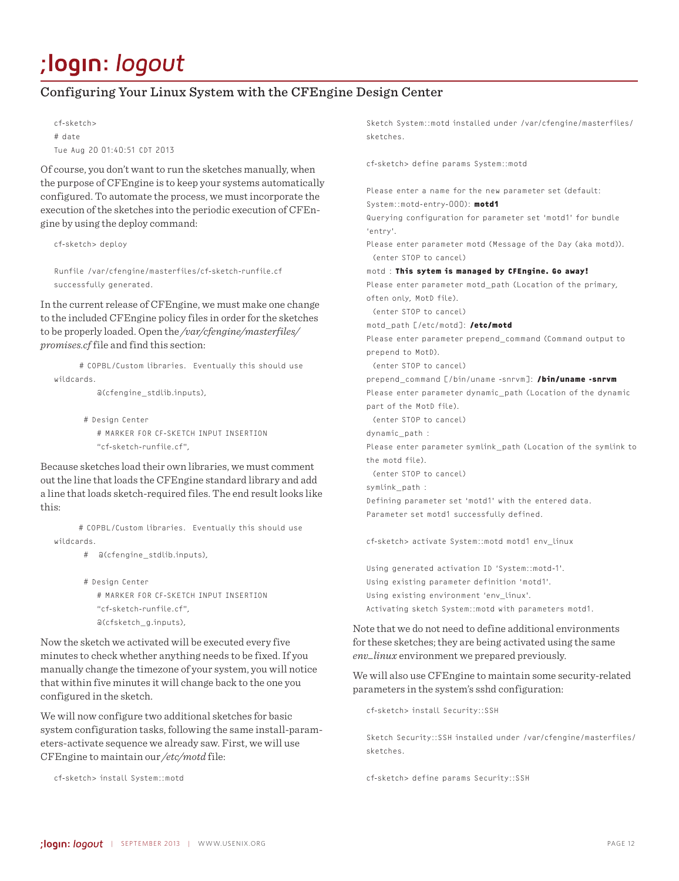## Configuring Your Linux System with the CFEngine Design Center

```
cf-sketch>
# date
Tue Aug 20 01:40:51 CDT 2013
```

Of course, you don't want to run the sketches manually, when the purpose of CFEngine is to keep your systems automatically configured. To automate the process, we must incorporate the execution of the sketches into the periodic execution of CFEngine by using the deploy command:

```
cf-sketch> deploy

Runfile /var/cfengine/masterfiles/cf-sketch-runfile.cf
successfully generated.
```

In the current release of CFEngine, we must make one change to the included CFEngine policy files in order for the sketches to be properly loaded. Open the */var/cfengine/masterfiles/promises.cf* file and find this section:

```
      # COPBL/Custom libraries.  Eventually this should use
wildcards.
          @(cfengine_stdlib.inputs),

        # Design Center
          # MARKER FOR CF-SKETCH INPUT INSERTION
          "cf-sketch-runfile.cf",
```

Because sketches load their own libraries, we must comment out the line that loads the CFEngine standard library and add a line that loads sketch-required files. The end result looks like this:

```
      # COPBL/Custom libraries.  Eventually this should use
wildcards.
        #   @(cfengine_stdlib.inputs),

        # Design Center
          # MARKER FOR CF-SKETCH INPUT INSERTION
          "cf-sketch-runfile.cf",
          @(cfsketch_g.inputs),
```

Now the sketch we activated will be executed every five minutes to check whether anything needs to be fixed. If you manually change the timezone of your system, you will notice that within five minutes it will change back to the one you configured in the sketch.

We will now configure two additional sketches for basic system configuration tasks, following the same install-parameters-activate sequence we already saw. First, we will use CFEngine to maintain our */etc/motd* file:

```
cf-sketch> install System::motd

Sketch System::motd installed under /var/cfengine/masterfiles/
sketches.

cf-sketch> define params System::motd

Please enter a name for the new parameter set (default:
System::motd-entry-000): motd1
Querying configuration for parameter set 'motd1' for bundle
'entry'.
Please enter parameter motd (Message of the Day (aka motd)).
  (enter STOP to cancel)
motd : This sytem is managed by CFEngine. Go away!
Please enter parameter motd_path (Location of the primary,
often only, MotD file).
  (enter STOP to cancel)
motd_path [/etc/motd]: /etc/motd
Please enter parameter prepend_command (Command output to
prepend to MotD).
  (enter STOP to cancel)
prepend_command [/bin/uname -snrvm]: /bin/uname -snrvm
Please enter parameter dynamic_path (Location of the dynamic
part of the MotD file).
  (enter STOP to cancel)
dynamic_path :
Please enter parameter symlink_path (Location of the symlink to
the motd file).
  (enter STOP to cancel)
symlink_path :
Defining parameter set 'motd1' with the entered data.
Parameter set motd1 successfully defined.

cf-sketch> activate System::motd motd1 env_linux

Using generated activation ID 'System::motd-1'.
Using existing parameter definition 'motd1'.
Using existing environment 'env_linux'.
Activating sketch System::motd with parameters motd1.
```

Note that we do not need to define additional environments for these sketches; they are being activated using the same *env_linux* environment we prepared previously.

We will also use CFEngine to maintain some security-related parameters in the system's sshd configuration:

```
cf-sketch> install Security::SSH

Sketch Security::SSH installed under /var/cfengine/masterfiles/
sketches.

cf-sketch> define params Security::SSH
```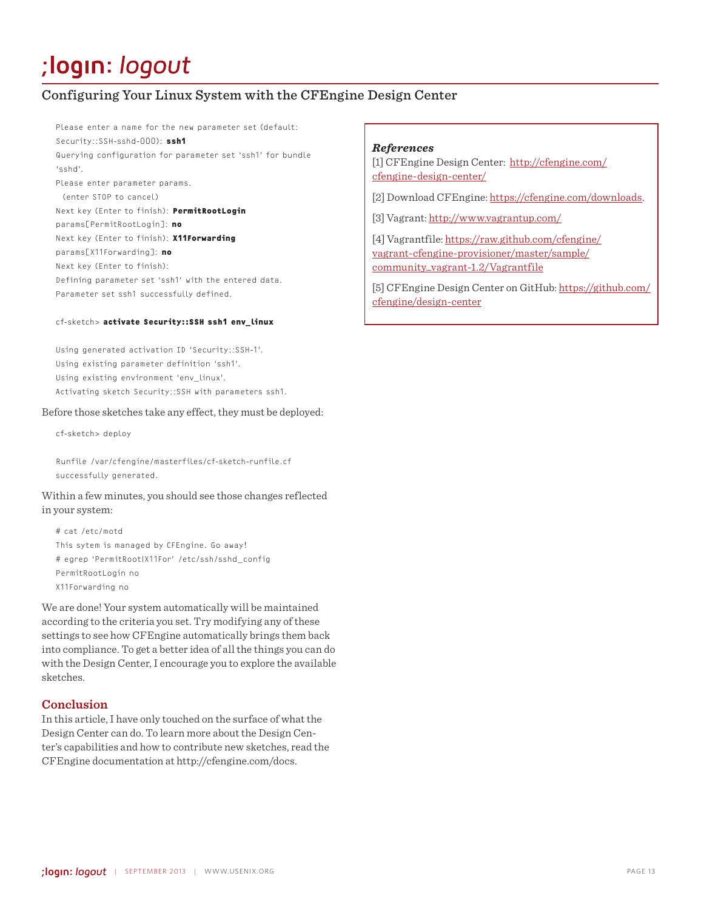```
Please enter a name for the new parameter set (default:
Security::SSH-sshd-000): ssh1
Querying configuration for parameter set 'ssh1' for bundle
'sshd'.
Please enter parameter params.
  (enter STOP to cancel)
Next key (Enter to finish): PermitRootLogin
params[PermitRootLogin]: no
Next key (Enter to finish): X11Forwarding
params[X11Forwarding]: no
Next key (Enter to finish):
Defining parameter set 'ssh1' with the entered data.
Parameter set ssh1 successfully defined.

cf-sketch> activate Security::SSH ssh1 env_linux

Using generated activation ID 'Security::SSH-1'.
Using existing parameter definition 'ssh1'.
Using existing environment 'env_linux'.
Activating sketch Security::SSH with parameters ssh1.
```

Before those sketches take any effect, they must be deployed:

```
cf-sketch> deploy

Runfile /var/cfengine/masterfiles/cf-sketch-runfile.cf
successfully generated.
```

Within a few minutes, you should see those changes reflected in your system:

```
# cat /etc/motd
This sytem is managed by CFEngine. Go away!
# egrep 'PermitRoot|X11For' /etc/ssh/sshd_config
PermitRootLogin no
X11Forwarding no
```

We are done! Your system automatically will be maintained according to the criteria you set. Try modifying any of these settings to see how CFEngine automatically brings them back into compliance. To get a better idea of all the things you can do with the Design Center, I encourage you to explore the available sketches.

## Conclusion

In this article, I have only touched on the surface of what the Design Center can do. To learn more about the Design Center's capabilities and how to contribute new sketches, read the CFEngine documentation at http://cfengine.com/docs.

### *References*

[1] CFEngine Design Center: http://cfengine.com/cfengine-design-center/

[2] Download CFEngine: https://cfengine.com/downloads.

[3] Vagrant: http://www.vagrantup.com/

[4] Vagrantfile: https://raw.github.com/cfengine/vagrant-cfengine-provisioner/master/sample/community_vagrant-1.2/Vagrantfile

[5] CFEngine Design Center on GitHub: https://github.com/cfengine/design-center